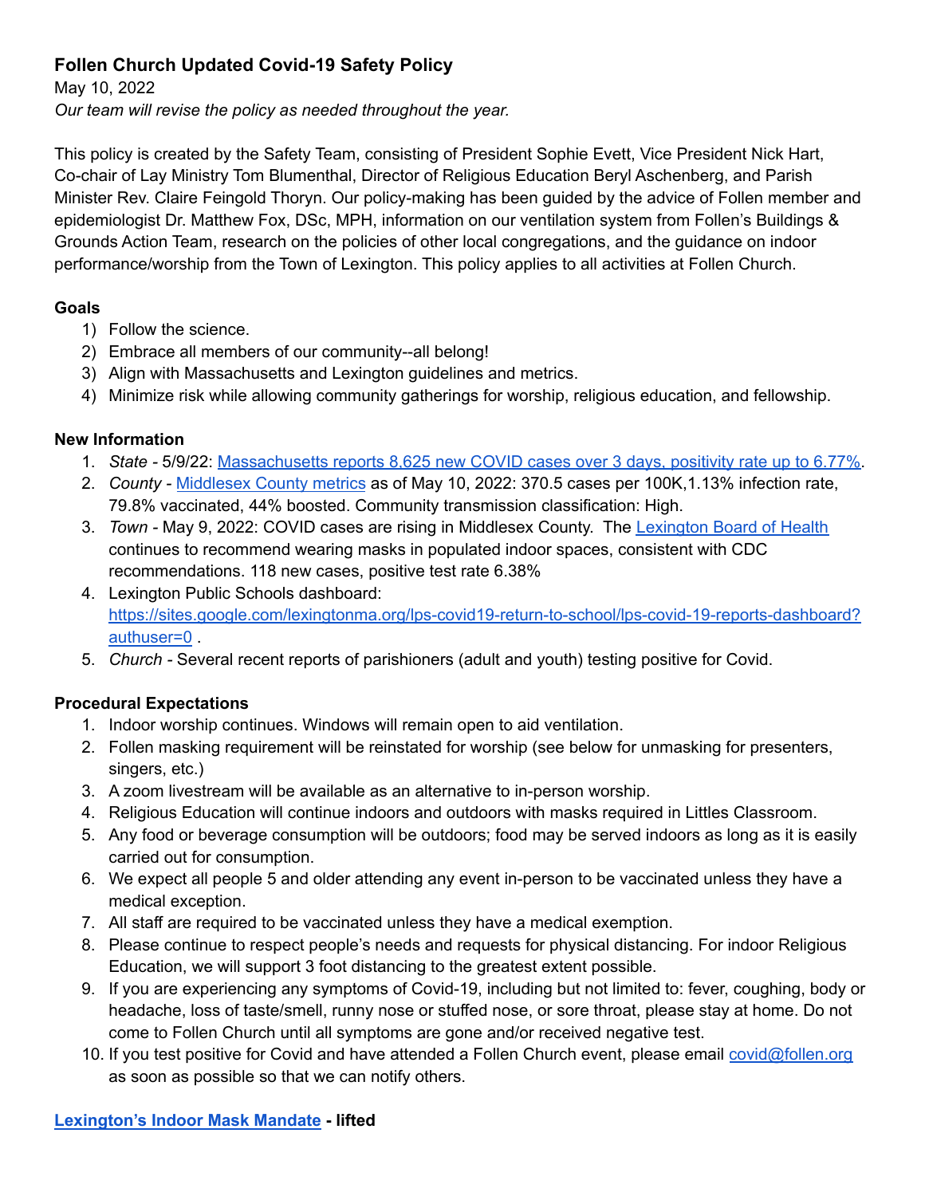# Follen Church Updated Covid-19 Safety Policy

May 10, 2022

*Our team will revise the policy as needed throughout the year.*

This policy is created by the Safety Team, consisting of President Sophie Evett, Vice President Nick Hart, Co-chair of Lay Ministry Tom Blumenthal, Director of Religious Education Beryl Aschenberg, and Parish Minister Rev. Claire Feingold Thoryn. Our policy-making has been guided by the advice of Follen member and epidemiologist Dr. Matthew Fox, DSc, MPH, information on our ventilation system from Follen's Buildings & Grounds Action Team, research on the policies of other local congregations, and the guidance on indoor performance/worship from the Town of Lexington. This policy applies to all activities at Follen Church.

### Goals

1) Follow the science.
2) Embrace all members of our community--all belong!
3) Align with Massachusetts and Lexington guidelines and metrics.
4) Minimize risk while allowing community gatherings for worship, religious education, and fellowship.

### New Information

1. *State* - 5/9/22: Massachusetts reports 8,625 new COVID cases over 3 days, positivity rate up to 6.77%.
2. *County* - Middlesex County metrics as of May 10, 2022: 370.5 cases per 100K,1.13% infection rate, 79.8% vaccinated, 44% boosted. Community transmission classification: High.
3. *Town* - May 9, 2022: COVID cases are rising in Middlesex County. The Lexington Board of Health continues to recommend wearing masks in populated indoor spaces, consistent with CDC recommendations. 118 new cases, positive test rate 6.38%
4. Lexington Public Schools dashboard: https://sites.google.com/lexingtonma.org/lps-covid19-return-to-school/lps-covid-19-reports-dashboard?authuser=0 .
5. *Church* - Several recent reports of parishioners (adult and youth) testing positive for Covid.

### Procedural Expectations

1. Indoor worship continues. Windows will remain open to aid ventilation.
2. Follen masking requirement will be reinstated for worship (see below for unmasking for presenters, singers, etc.)
3. A zoom livestream will be available as an alternative to in-person worship.
4. Religious Education will continue indoors and outdoors with masks required in Littles Classroom.
5. Any food or beverage consumption will be outdoors; food may be served indoors as long as it is easily carried out for consumption.
6. We expect all people 5 and older attending any event in-person to be vaccinated unless they have a medical exception.
7. All staff are required to be vaccinated unless they have a medical exemption.
8. Please continue to respect people's needs and requests for physical distancing. For indoor Religious Education, we will support 3 foot distancing to the greatest extent possible.
9. If you are experiencing any symptoms of Covid-19, including but not limited to: fever, coughing, body or headache, loss of taste/smell, runny nose or stuffed nose, or sore throat, please stay at home. Do not come to Follen Church until all symptoms are gone and/or received negative test.
10. If you test positive for Covid and have attended a Follen Church event, please email covid@follen.org as soon as possible so that we can notify others.

**Lexington's Indoor Mask Mandate - lifted**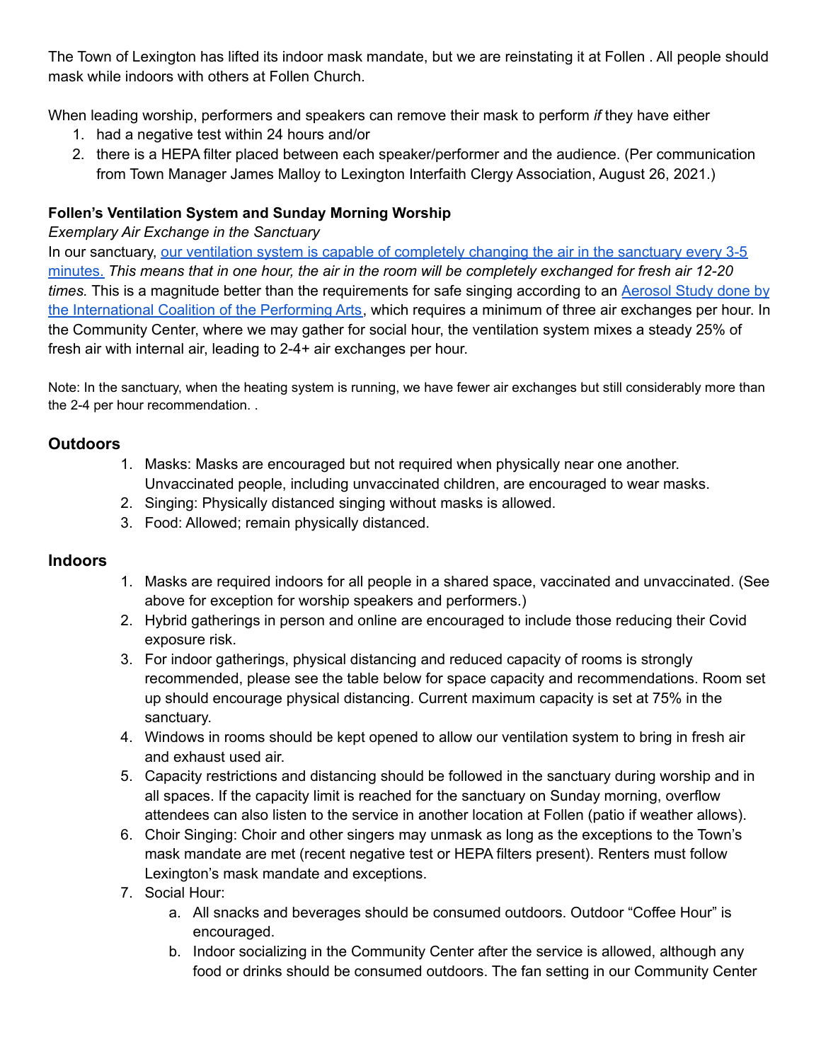The Town of Lexington has lifted its indoor mask mandate, but we are reinstating it at Follen . All people should mask while indoors with others at Follen Church.

When leading worship, performers and speakers can remove their mask to perform *if* they have either

1. had a negative test within 24 hours and/or
2. there is a HEPA filter placed between each speaker/performer and the audience. (Per communication from Town Manager James Malloy to Lexington Interfaith Clergy Association, August 26, 2021.)

**Follen's Ventilation System and Sunday Morning Worship**

*Exemplary Air Exchange in the Sanctuary*

In our sanctuary, our ventilation system is capable of completely changing the air in the sanctuary every 3-5 minutes. *This means that in one hour, the air in the room will be completely exchanged for fresh air 12-20 times.* This is a magnitude better than the requirements for safe singing according to an Aerosol Study done by the International Coalition of the Performing Arts, which requires a minimum of three air exchanges per hour. In the Community Center, where we may gather for social hour, the ventilation system mixes a steady 25% of fresh air with internal air, leading to 2-4+ air exchanges per hour.

Note: In the sanctuary, when the heating system is running, we have fewer air exchanges but still considerably more than the 2-4 per hour recommendation. .

## Outdoors

1. Masks: Masks are encouraged but not required when physically near one another. Unvaccinated people, including unvaccinated children, are encouraged to wear masks.
2. Singing: Physically distanced singing without masks is allowed.
3. Food: Allowed; remain physically distanced.

## Indoors

1. Masks are required indoors for all people in a shared space, vaccinated and unvaccinated. (See above for exception for worship speakers and performers.)
2. Hybrid gatherings in person and online are encouraged to include those reducing their Covid exposure risk.
3. For indoor gatherings, physical distancing and reduced capacity of rooms is strongly recommended, please see the table below for space capacity and recommendations. Room set up should encourage physical distancing. Current maximum capacity is set at 75% in the sanctuary.
4. Windows in rooms should be kept opened to allow our ventilation system to bring in fresh air and exhaust used air.
5. Capacity restrictions and distancing should be followed in the sanctuary during worship and in all spaces. If the capacity limit is reached for the sanctuary on Sunday morning, overflow attendees can also listen to the service in another location at Follen (patio if weather allows).
6. Choir Singing: Choir and other singers may unmask as long as the exceptions to the Town's mask mandate are met (recent negative test or HEPA filters present). Renters must follow Lexington's mask mandate and exceptions.
7. Social Hour:
   a. All snacks and beverages should be consumed outdoors. Outdoor "Coffee Hour" is encouraged.
   b. Indoor socializing in the Community Center after the service is allowed, although any food or drinks should be consumed outdoors. The fan setting in our Community Center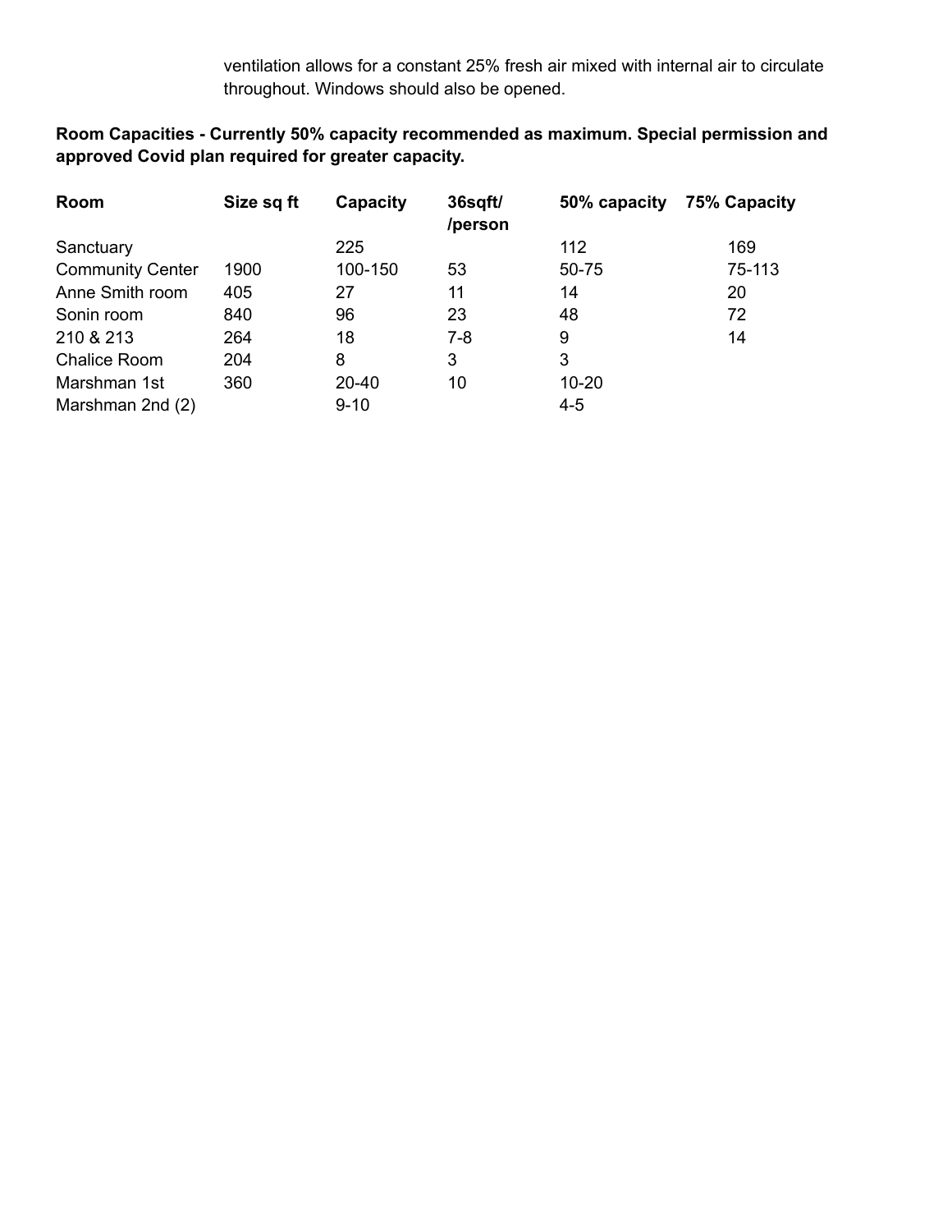ventilation allows for a constant 25% fresh air mixed with internal air to circulate throughout. Windows should also be opened.

**Room Capacities - Currently 50% capacity recommended as maximum. Special permission and approved Covid plan required for greater capacity.**

| Room | Size sq ft | Capacity | 36sqft/ /person | 50% capacity | 75% Capacity |
|---|---|---|---|---|---|
| Sanctuary | | 225 | | 112 | 169 |
| Community Center | 1900 | 100-150 | 53 | 50-75 | 75-113 |
| Anne Smith room | 405 | 27 | 11 | 14 | 20 |
| Sonin room | 840 | 96 | 23 | 48 | 72 |
| 210 & 213 | 264 | 18 | 7-8 | 9 | 14 |
| Chalice Room | 204 | 8 | 3 | 3 | |
| Marshman 1st | 360 | 20-40 | 10 | 10-20 | |
| Marshman 2nd (2) | | 9-10 | | 4-5 | |